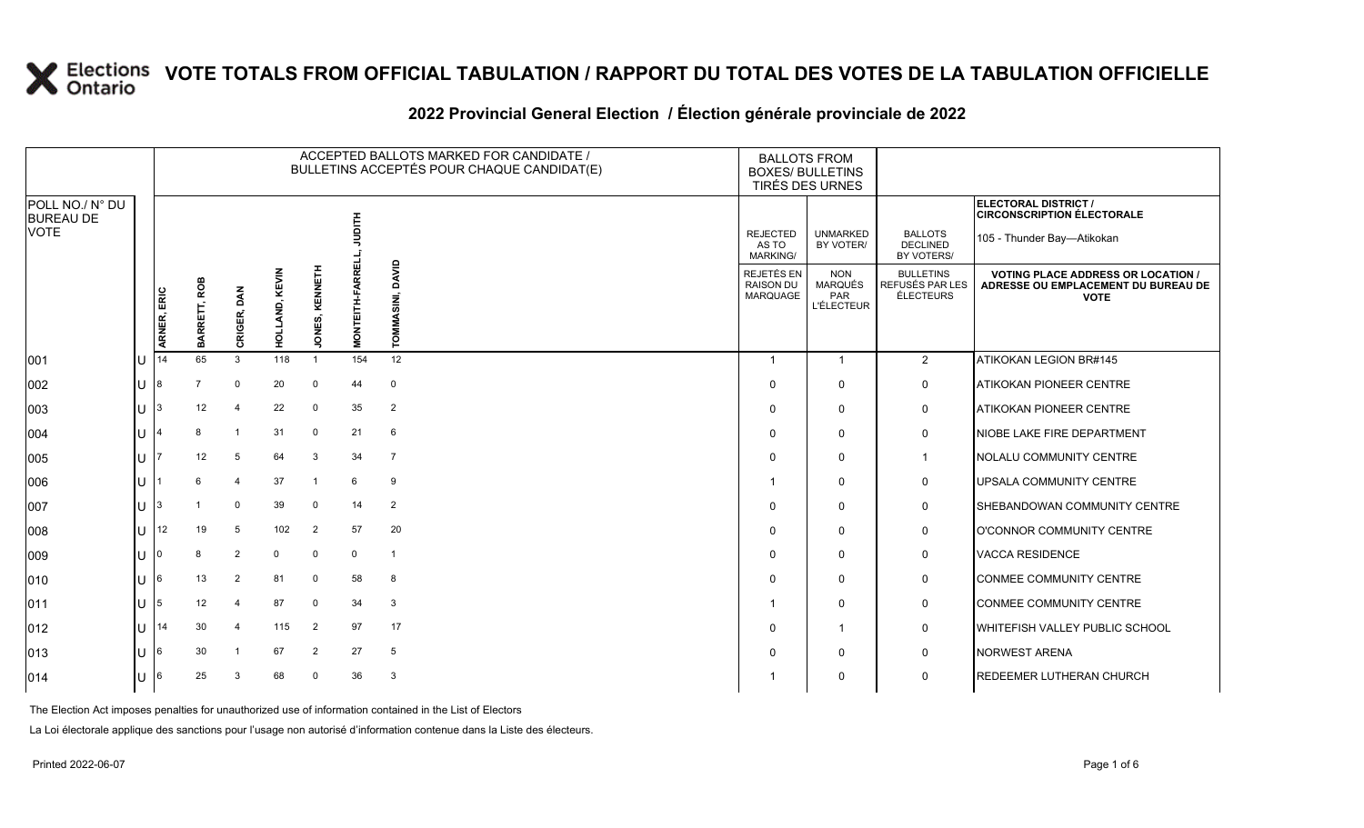# VOTE TOTALS FROM OFFICIAL TABULATION / RAPPORT DU TOTAL DES VOTES DE LA TABULATION OFFICIELLE

## 2022 Provincial General Election / Élection générale provinciale de 2022

ELECTORAL DISTRICT / CIRCONSCRIPTION ÉLECTORALE: 105 - Thunder Bay—Atikokan

| POLL NO./ N° DU BUREAU DE VOTE | | ACCEPTED BALLOTS MARKED FOR CANDIDATE / BULLETINS ACCEPTÉS POUR CHAQUE CANDIDAT(E) | | | | | | | BALLOTS FROM BOXES/ BULLETINS TIRÉS DES URNES | | | |
|---|---|---|---|---|---|---|---|---|---|---|---|---|
| | | ARNER, ERIC | BARRETT, ROB | CRIGER, DAN | HOLLAND, KEVIN | JONES, KENNETH | MONTEITH-FARRELL, JUDITH | TOMMASINI, DAVID | REJECTED AS TO MARKING/ REJETÉS EN RAISON DU MARQUAGE | UNMARKED BY VOTER/ NON MARQUÉS PAR L'ÉLECTEUR | BALLOTS DECLINED BY VOTERS/ BULLETINS REFUSÉS PAR LES ÉLECTEURS | VOTING PLACE ADDRESS OR LOCATION / ADRESSE OU EMPLACEMENT DU BUREAU DE VOTE |
| 001 | U | 14 | 65 | 3 | 118 | 1 | 154 | 12 | 1 | 1 | 2 | ATIKOKAN LEGION BR#145 |
| 002 | U | 8 | 7 | 0 | 20 | 0 | 44 | 0 | 0 | 0 | 0 | ATIKOKAN PIONEER CENTRE |
| 003 | U | 3 | 12 | 4 | 22 | 0 | 35 | 2 | 0 | 0 | 0 | ATIKOKAN PIONEER CENTRE |
| 004 | U | 4 | 8 | 1 | 31 | 0 | 21 | 6 | 0 | 0 | 0 | NIOBE LAKE FIRE DEPARTMENT |
| 005 | U | 7 | 12 | 5 | 64 | 3 | 34 | 7 | 0 | 0 | 1 | NOLALU COMMUNITY CENTRE |
| 006 | U | 1 | 6 | 4 | 37 | 1 | 6 | 9 | 1 | 0 | 0 | UPSALA COMMUNITY CENTRE |
| 007 | U | 3 | 1 | 0 | 39 | 0 | 14 | 2 | 0 | 0 | 0 | SHEBANDOWAN COMMUNITY CENTRE |
| 008 | U | 12 | 19 | 5 | 102 | 2 | 57 | 20 | 0 | 0 | 0 | O'CONNOR COMMUNITY CENTRE |
| 009 | U | 0 | 8 | 2 | 0 | 0 | 0 | 1 | 0 | 0 | 0 | VACCA RESIDENCE |
| 010 | U | 6 | 13 | 2 | 81 | 0 | 58 | 8 | 0 | 0 | 0 | CONMEE COMMUNITY CENTRE |
| 011 | U | 5 | 12 | 4 | 87 | 0 | 34 | 3 | 1 | 0 | 0 | CONMEE COMMUNITY CENTRE |
| 012 | U | 14 | 30 | 4 | 115 | 2 | 97 | 17 | 0 | 1 | 0 | WHITEFISH VALLEY PUBLIC SCHOOL |
| 013 | U | 6 | 30 | 1 | 67 | 2 | 27 | 5 | 0 | 0 | 0 | NORWEST ARENA |
| 014 | U | 6 | 25 | 3 | 68 | 0 | 36 | 3 | 1 | 0 | 0 | REDEEMER LUTHERAN CHURCH |

The Election Act imposes penalties for unauthorized use of information contained in the List of Electors

La Loi électorale applique des sanctions pour l'usage non autorisé d'information contenue dans la Liste des électeurs.

Printed 2022-06-07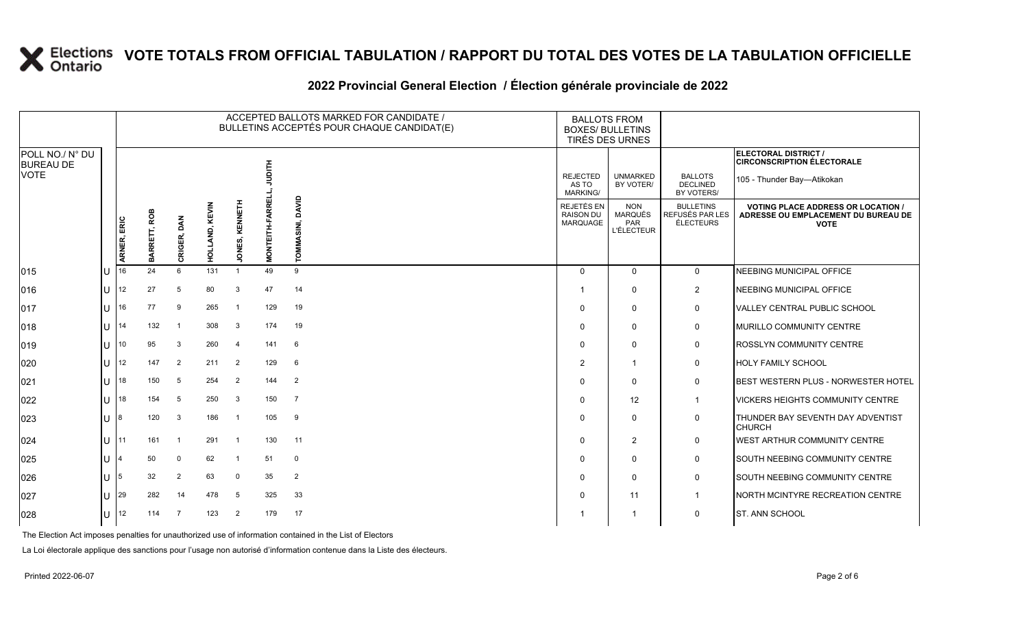# VOTE TOTALS FROM OFFICIAL TABULATION / RAPPORT DU TOTAL DES VOTES DE LA TABULATION OFFICIELLE

## 2022 Provincial General Election / Élection générale provinciale de 2022

ELECTORAL DISTRICT / CIRCONSCRIPTION ÉLECTORALE: 105 - Thunder Bay—Atikokan

| POLL NO./ N° DU BUREAU DE VOTE | | ACCEPTED BALLOTS MARKED FOR CANDIDATE / BULLETINS ACCEPTÉS POUR CHAQUE CANDIDAT(E) | | | | | | | BALLOTS FROM BOXES/ BULLETINS TIRÉS DES URNES | | | |
|---|---|---|---|---|---|---|---|---|---|---|---|---|
| | | ARNER, ERIC | BARRETT, ROB | CRIGER, DAN | HOLLAND, KEVIN | JONES, KENNETH | MONTEITH-FARRELL, JUDITH | TOMMASINI, DAVID | REJECTED AS TO MARKING/ REJETÉS EN RAISON DU MARQUAGE | UNMARKED BY VOTER/ NON MARQUÉS PAR L'ÉLECTEUR | BALLOTS DECLINED BY VOTERS/ BULLETINS REFUSÉS PAR LES ÉLECTEURS | VOTING PLACE ADDRESS OR LOCATION / ADRESSE OU EMPLACEMENT DU BUREAU DE VOTE |
| 015 | U | 16 | 24 | 6 | 131 | 1 | 49 | 9 | 0 | 0 | 0 | NEEBING MUNICIPAL OFFICE |
| 016 | U | 12 | 27 | 5 | 80 | 3 | 47 | 14 | 1 | 0 | 2 | NEEBING MUNICIPAL OFFICE |
| 017 | U | 16 | 77 | 9 | 265 | 1 | 129 | 19 | 0 | 0 | 0 | VALLEY CENTRAL PUBLIC SCHOOL |
| 018 | U | 14 | 132 | 1 | 308 | 3 | 174 | 19 | 0 | 0 | 0 | MURILLO COMMUNITY CENTRE |
| 019 | U | 10 | 95 | 3 | 260 | 4 | 141 | 6 | 0 | 0 | 0 | ROSSLYN COMMUNITY CENTRE |
| 020 | U | 12 | 147 | 2 | 211 | 2 | 129 | 6 | 2 | 1 | 0 | HOLY FAMILY SCHOOL |
| 021 | U | 18 | 150 | 5 | 254 | 2 | 144 | 2 | 0 | 0 | 0 | BEST WESTERN PLUS - NORWESTER HOTEL |
| 022 | U | 18 | 154 | 5 | 250 | 3 | 150 | 7 | 0 | 12 | 1 | VICKERS HEIGHTS COMMUNITY CENTRE |
| 023 | U | 8 | 120 | 3 | 186 | 1 | 105 | 9 | 0 | 0 | 0 | THUNDER BAY SEVENTH DAY ADVENTIST CHURCH |
| 024 | U | 11 | 161 | 1 | 291 | 1 | 130 | 11 | 0 | 2 | 0 | WEST ARTHUR COMMUNITY CENTRE |
| 025 | U | 4 | 50 | 0 | 62 | 1 | 51 | 0 | 0 | 0 | 0 | SOUTH NEEBING COMMUNITY CENTRE |
| 026 | U | 5 | 32 | 2 | 63 | 0 | 35 | 2 | 0 | 0 | 0 | SOUTH NEEBING COMMUNITY CENTRE |
| 027 | U | 29 | 282 | 14 | 478 | 5 | 325 | 33 | 0 | 11 | 1 | NORTH MCINTYRE RECREATION CENTRE |
| 028 | U | 12 | 114 | 7 | 123 | 2 | 179 | 17 | 1 | 1 | 0 | ST. ANN SCHOOL |

The Election Act imposes penalties for unauthorized use of information contained in the List of Electors

La Loi électorale applique des sanctions pour l'usage non autorisé d'information contenue dans la Liste des électeurs.

Printed 2022-06-07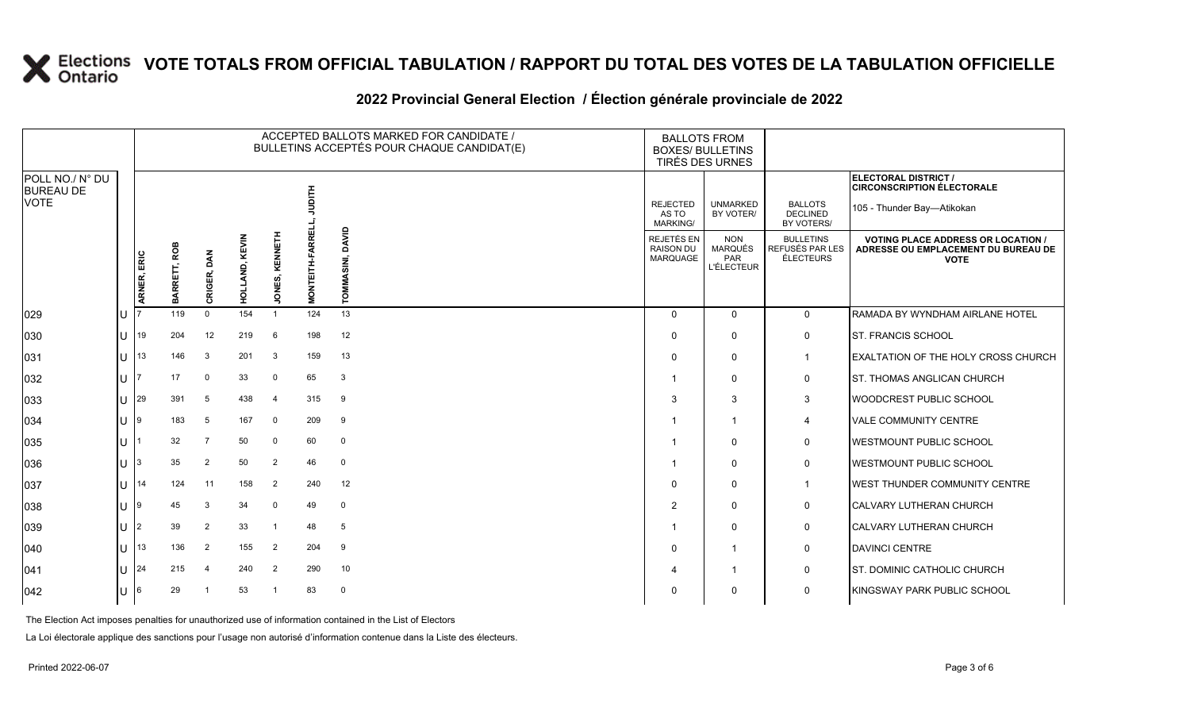# VOTE TOTALS FROM OFFICIAL TABULATION / RAPPORT DU TOTAL DES VOTES DE LA TABULATION OFFICIELLE

## 2022 Provincial General Election / Élection générale provinciale de 2022

| POLL NO./ N° DU BUREAU DE VOTE | | ACCEPTED BALLOTS MARKED FOR CANDIDATE / BULLETINS ACCEPTÉS POUR CHAQUE CANDIDAT(E) | | | | | | | BALLOTS FROM BOXES/ BULLETINS TIRÉS DES URNES | | | ELECTORAL DISTRICT / CIRCONSCRIPTION ÉLECTORALE 105 - Thunder Bay—Atikokan |
|---|---|---|---|---|---|---|---|---|---|---|---|---|
| | | ARNER, ERIC | BARRETT, ROB | CRIGER, DAN | HOLLAND, KEVIN | JONES, KENNETH | MONTEITH-FARRELL, JUDITH | TOMMASINI, DAVID | REJECTED AS TO MARKING/ REJETÉS EN RAISON DU MARQUAGE | UNMARKED BY VOTER/ NON MARQUÉS PAR L'ÉLECTEUR | BALLOTS DECLINED BY VOTERS/ BULLETINS REFUSÉS PAR LES ÉLECTEURS | VOTING PLACE ADDRESS OR LOCATION / ADRESSE OU EMPLACEMENT DU BUREAU DE VOTE |
| 029 | U | 7 | 119 | 0 | 154 | 1 | 124 | 13 | 0 | 0 | 0 | RAMADA BY WYNDHAM AIRLANE HOTEL |
| 030 | U | 19 | 204 | 12 | 219 | 6 | 198 | 12 | 0 | 0 | 0 | ST. FRANCIS SCHOOL |
| 031 | U | 13 | 146 | 3 | 201 | 3 | 159 | 13 | 0 | 0 | 1 | EXALTATION OF THE HOLY CROSS CHURCH |
| 032 | U | 7 | 17 | 0 | 33 | 0 | 65 | 3 | 1 | 0 | 0 | ST. THOMAS ANGLICAN CHURCH |
| 033 | U | 29 | 391 | 5 | 438 | 4 | 315 | 9 | 3 | 3 | 3 | WOODCREST PUBLIC SCHOOL |
| 034 | U | 9 | 183 | 5 | 167 | 0 | 209 | 9 | 1 | 1 | 4 | VALE COMMUNITY CENTRE |
| 035 | U | 1 | 32 | 7 | 50 | 0 | 60 | 0 | 1 | 0 | 0 | WESTMOUNT PUBLIC SCHOOL |
| 036 | U | 3 | 35 | 2 | 50 | 2 | 46 | 0 | 1 | 0 | 0 | WESTMOUNT PUBLIC SCHOOL |
| 037 | U | 14 | 124 | 11 | 158 | 2 | 240 | 12 | 0 | 0 | 1 | WEST THUNDER COMMUNITY CENTRE |
| 038 | U | 9 | 45 | 3 | 34 | 0 | 49 | 0 | 2 | 0 | 0 | CALVARY LUTHERAN CHURCH |
| 039 | U | 2 | 39 | 2 | 33 | 1 | 48 | 5 | 1 | 0 | 0 | CALVARY LUTHERAN CHURCH |
| 040 | U | 13 | 136 | 2 | 155 | 2 | 204 | 9 | 0 | 1 | 0 | DAVINCI CENTRE |
| 041 | U | 24 | 215 | 4 | 240 | 2 | 290 | 10 | 4 | 1 | 0 | ST. DOMINIC CATHOLIC CHURCH |
| 042 | U | 6 | 29 | 1 | 53 | 1 | 83 | 0 | 0 | 0 | 0 | KINGSWAY PARK PUBLIC SCHOOL |

The Election Act imposes penalties for unauthorized use of information contained in the List of Electors

La Loi électorale applique des sanctions pour l'usage non autorisé d'information contenue dans la Liste des électeurs.

Printed 2022-06-07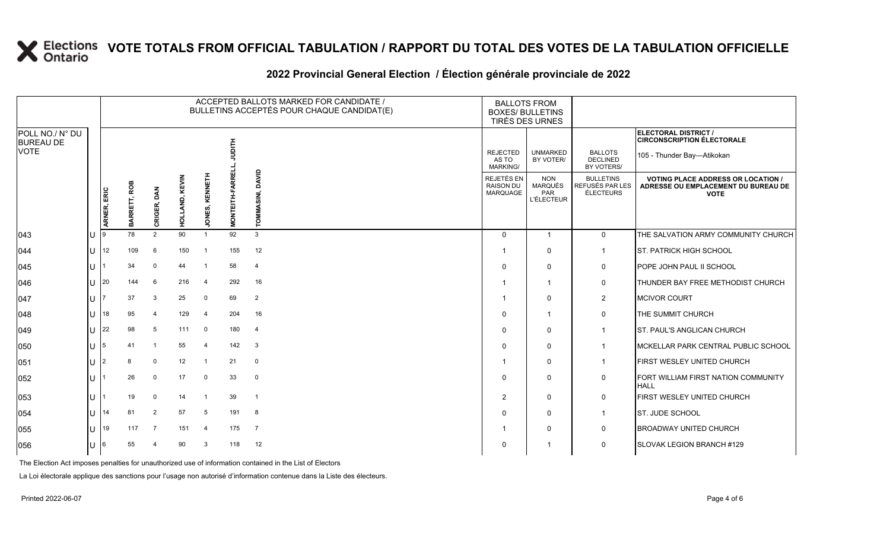# VOTE TOTALS FROM OFFICIAL TABULATION / RAPPORT DU TOTAL DES VOTES DE LA TABULATION OFFICIELLE

## 2022 Provincial General Election / Élection générale provinciale de 2022

| POLL NO./ N° DU BUREAU DE VOTE | | ACCEPTED BALLOTS MARKED FOR CANDIDATE / BULLETINS ACCEPTÉS POUR CHAQUE CANDIDAT(E) | | | | | | | BALLOTS FROM BOXES/ BULLETINS TIRÉS DES URNES | | | ELECTORAL DISTRICT / CIRCONSCRIPTION ÉLECTORALE 105 - Thunder Bay—Atikokan |
|---|---|---|---|---|---|---|---|---|---|---|---|---|
| | | ARNER, ERIC | BARRETT, ROB | CRIGER, DAN | HOLLAND, KEVIN | JONES, KENNETH | MONTEITH-FARRELL, JUDITH | TOMMASINI, DAVID | REJECTED AS TO MARKING/ REJETÉS EN RAISON DU MARQUAGE | UNMARKED BY VOTER/ NON MARQUÉS PAR L'ÉLECTEUR | BALLOTS DECLINED BY VOTERS/ BULLETINS REFUSÉS PAR LES ÉLECTEURS | VOTING PLACE ADDRESS OR LOCATION / ADRESSE OU EMPLACEMENT DU BUREAU DE VOTE |
| 043 | U | 9 | 78 | 2 | 90 | 1 | 92 | 3 | 0 | 1 | 0 | THE SALVATION ARMY COMMUNITY CHURCH |
| 044 | U | 12 | 109 | 6 | 150 | 1 | 155 | 12 | 1 | 0 | 1 | ST. PATRICK HIGH SCHOOL |
| 045 | U | 1 | 34 | 0 | 44 | 1 | 58 | 4 | 0 | 0 | 0 | POPE JOHN PAUL II SCHOOL |
| 046 | U | 20 | 144 | 6 | 216 | 4 | 292 | 16 | 1 | 1 | 0 | THUNDER BAY FREE METHODIST CHURCH |
| 047 | U | 7 | 37 | 3 | 25 | 0 | 69 | 2 | 1 | 0 | 2 | MCIVOR COURT |
| 048 | U | 18 | 95 | 4 | 129 | 4 | 204 | 16 | 0 | 1 | 0 | THE SUMMIT CHURCH |
| 049 | U | 22 | 98 | 5 | 111 | 0 | 180 | 4 | 0 | 0 | 1 | ST. PAUL'S ANGLICAN CHURCH |
| 050 | U | 5 | 41 | 1 | 55 | 4 | 142 | 3 | 0 | 0 | 1 | MCKELLAR PARK CENTRAL PUBLIC SCHOOL |
| 051 | U | 2 | 8 | 0 | 12 | 1 | 21 | 0 | 1 | 0 | 1 | FIRST WESLEY UNITED CHURCH |
| 052 | U | 1 | 26 | 0 | 17 | 0 | 33 | 0 | 0 | 0 | 0 | FORT WILLIAM FIRST NATION COMMUNITY HALL |
| 053 | U | 1 | 19 | 0 | 14 | 1 | 39 | 1 | 2 | 0 | 0 | FIRST WESLEY UNITED CHURCH |
| 054 | U | 14 | 81 | 2 | 57 | 5 | 191 | 8 | 0 | 0 | 1 | ST. JUDE SCHOOL |
| 055 | U | 19 | 117 | 7 | 151 | 4 | 175 | 7 | 1 | 0 | 0 | BROADWAY UNITED CHURCH |
| 056 | U | 6 | 55 | 4 | 90 | 3 | 118 | 12 | 0 | 1 | 0 | SLOVAK LEGION BRANCH #129 |

The Election Act imposes penalties for unauthorized use of information contained in the List of Electors

La Loi électorale applique des sanctions pour l'usage non autorisé d'information contenue dans la Liste des électeurs.

Printed 2022-06-07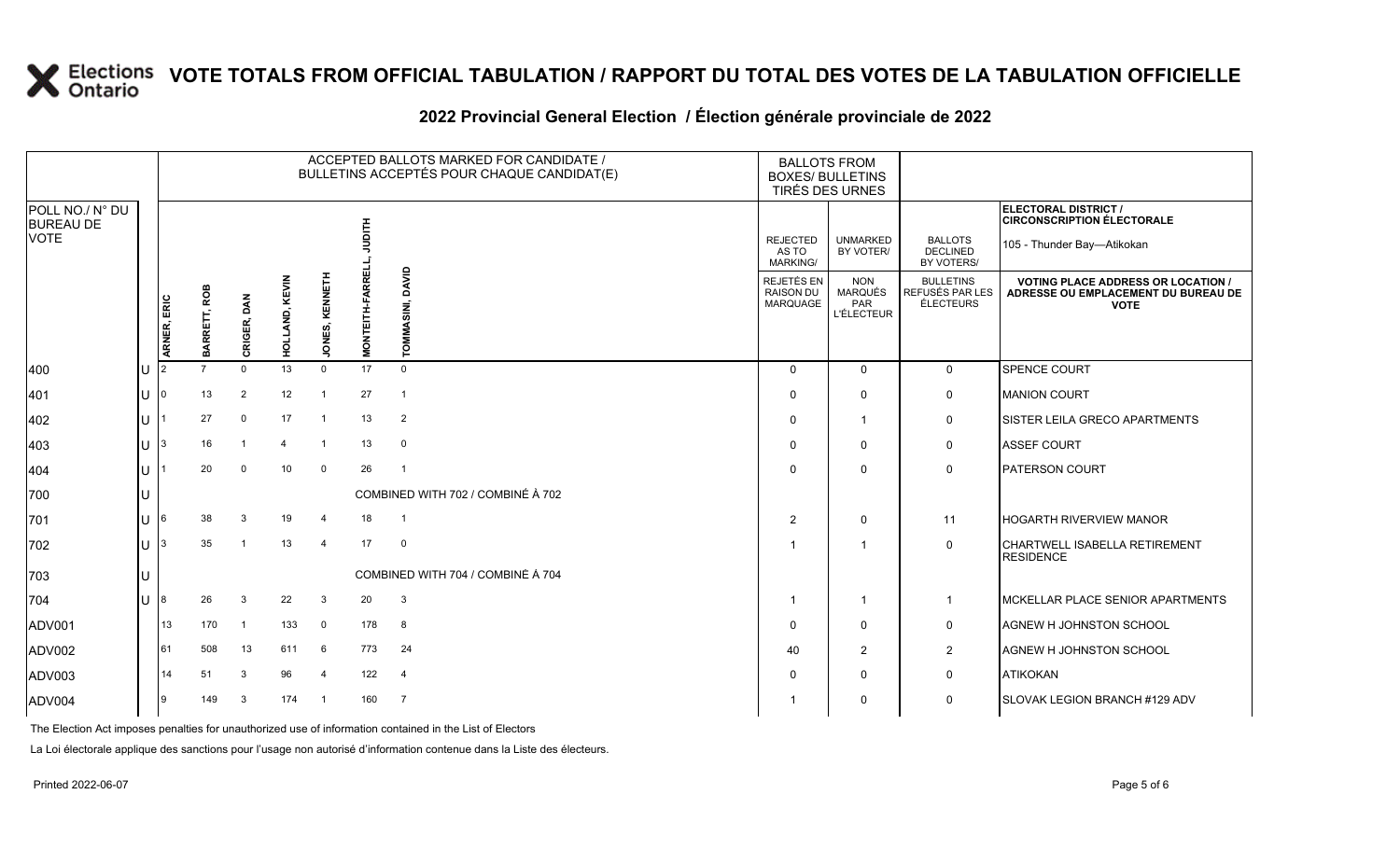# VOTE TOTALS FROM OFFICIAL TABULATION / RAPPORT DU TOTAL DES VOTES DE LA TABULATION OFFICIELLE

## 2022 Provincial General Election / Élection générale provinciale de 2022

ELECTORAL DISTRICT / CIRCONSCRIPTION ÉLECTORALE: 105 - Thunder Bay—Atikokan

| POLL NO./ N° DU BUREAU DE VOTE | | ACCEPTED BALLOTS MARKED FOR CANDIDATE / BULLETINS ACCEPTÉS POUR CHAQUE CANDIDAT(E) | | | | | | | BALLOTS FROM BOXES/ BULLETINS TIRÉS DES URNES | | | |
|---|---|---|---|---|---|---|---|---|---|---|---|---|
| | | ARNER, ERIC | BARRETT, ROB | CRIGER, DAN | HOLLAND, KEVIN | JONES, KENNETH | MONTEITH-FARRELL, JUDITH | TOMMASINI, DAVID | REJECTED AS TO MARKING/ REJETÉS EN RAISON DU MARQUAGE | UNMARKED BY VOTER/ NON MARQUÉS PAR L'ÉLECTEUR | BALLOTS DECLINED BY VOTERS/ BULLETINS REFUSÉS PAR LES ÉLECTEURS | VOTING PLACE ADDRESS OR LOCATION / ADRESSE OU EMPLACEMENT DU BUREAU DE VOTE |
| 400 | U | 2 | 7 | 0 | 13 | 0 | 17 | 0 | 0 | 0 | 0 | SPENCE COURT |
| 401 | U | 0 | 13 | 2 | 12 | 1 | 27 | 1 | 0 | 0 | 0 | MANION COURT |
| 402 | U | 1 | 27 | 0 | 17 | 1 | 13 | 2 | 0 | 1 | 0 | SISTER LEILA GRECO APARTMENTS |
| 403 | U | 3 | 16 | 1 | 4 | 1 | 13 | 0 | 0 | 0 | 0 | ASSEF COURT |
| 404 | U | 1 | 20 | 0 | 10 | 0 | 26 | 1 | 0 | 0 | 0 | PATERSON COURT |
| 700 | U | COMBINED WITH 702 / COMBINÉ À 702 | | | | | | | | | | |
| 701 | U | 6 | 38 | 3 | 19 | 4 | 18 | 1 | 2 | 0 | 11 | HOGARTH RIVERVIEW MANOR |
| 702 | U | 3 | 35 | 1 | 13 | 4 | 17 | 0 | 1 | 1 | 0 | CHARTWELL ISABELLA RETIREMENT RESIDENCE |
| 703 | U | COMBINED WITH 704 / COMBINÉ À 704 | | | | | | | | | | |
| 704 | U | 8 | 26 | 3 | 22 | 3 | 20 | 3 | 1 | 1 | 1 | MCKELLAR PLACE SENIOR APARTMENTS |
| ADV001 | | 13 | 170 | 1 | 133 | 0 | 178 | 8 | 0 | 0 | 0 | AGNEW H JOHNSTON SCHOOL |
| ADV002 | | 61 | 508 | 13 | 611 | 6 | 773 | 24 | 40 | 2 | 2 | AGNEW H JOHNSTON SCHOOL |
| ADV003 | | 14 | 51 | 3 | 96 | 4 | 122 | 4 | 0 | 0 | 0 | ATIKOKAN |
| ADV004 | | 9 | 149 | 3 | 174 | 1 | 160 | 7 | 1 | 0 | 0 | SLOVAK LEGION BRANCH #129 ADV |

The Election Act imposes penalties for unauthorized use of information contained in the List of Electors

La Loi électorale applique des sanctions pour l'usage non autorisé d'information contenue dans la Liste des électeurs.

Printed 2022-06-07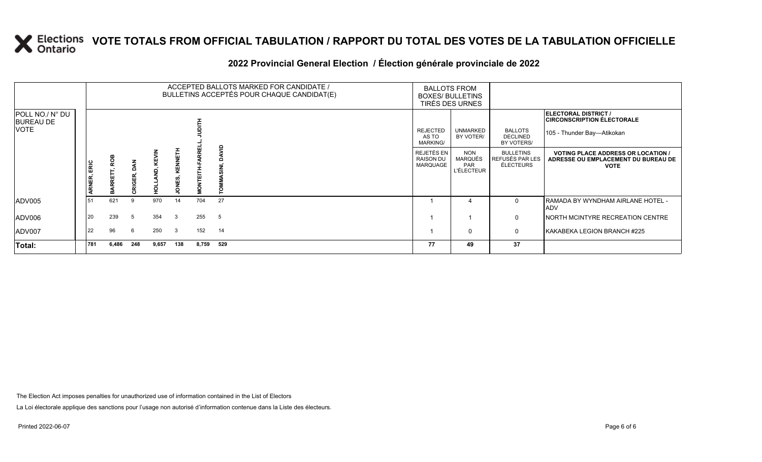# VOTE TOTALS FROM OFFICIAL TABULATION / RAPPORT DU TOTAL DES VOTES DE LA TABULATION OFFICIELLE

## 2022 Provincial General Election / Élection générale provinciale de 2022

| POLL NO./ N° DU BUREAU DE VOTE | ACCEPTED BALLOTS MARKED FOR CANDIDATE / BULLETINS ACCEPTÉS POUR CHAQUE CANDIDAT(E) | | | | | | | BALLOTS FROM BOXES/ BULLETINS TIRÉS DES URNES | | | ELECTORAL DISTRICT / CIRCONSCRIPTION ÉLECTORALE: 105 - Thunder Bay—Atikokan |
|---|---|---|---|---|---|---|---|---|---|---|---|
| | ARNER, ERIC | BARRETT, ROB | CRIGER, DAN | HOLLAND, KEVIN | JONES, KENNETH | MONTEITH-FARRELL, JUDITH | TOMMASINI, DAVID | REJECTED AS TO MARKING/ REJETÉS EN RAISON DU MARQUAGE | UNMARKED BY VOTER/ NON MARQUÉS PAR L'ÉLECTEUR | BALLOTS DECLINED BY VOTERS/ BULLETINS REFUSÉS PAR LES ÉLECTEURS | VOTING PLACE ADDRESS OR LOCATION / ADRESSE OU EMPLACEMENT DU BUREAU DE VOTE |
| ADV005 | 51 | 621 | 9 | 970 | 14 | 704 | 27 | 1 | 4 | 0 | RAMADA BY WYNDHAM AIRLANE HOTEL - ADV |
| ADV006 | 20 | 239 | 5 | 354 | 3 | 255 | 5 | 1 | 1 | 0 | NORTH MCINTYRE RECREATION CENTRE |
| ADV007 | 22 | 96 | 6 | 250 | 3 | 152 | 14 | 1 | 0 | 0 | KAKABEKA LEGION BRANCH #225 |
| **Total:** | **781** | **6,486** | **248** | **9,657** | **138** | **8,759** | **529** | **77** | **49** | **37** | |

The Election Act imposes penalties for unauthorized use of information contained in the List of Electors

La Loi électorale applique des sanctions pour l'usage non autorisé d'information contenue dans la Liste des électeurs.

Printed 2022-06-07